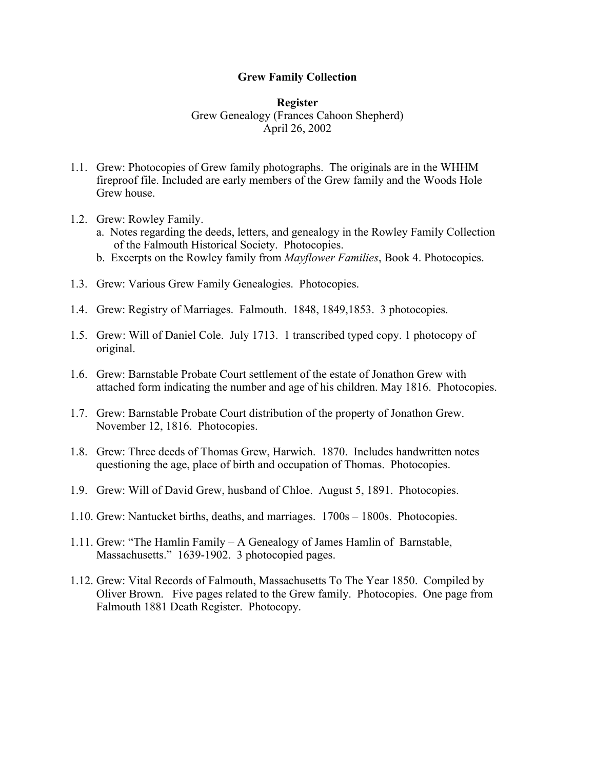**Grew Family Collection**

**Register**

Grew Genealogy (Frances Cahoon Shepherd)

April 26, 2002

1.1. Grew: Photocopies of Grew family photographs. The originals are in the WHHM fireproof file. Included are early members of the Grew family and the Woods Hole Grew house.

1.2. Grew: Rowley Family.
   a. Notes regarding the deeds, letters, and genealogy in the Rowley Family Collection of the Falmouth Historical Society. Photocopies.
   b. Excerpts on the Rowley family from *Mayflower Families*, Book 4. Photocopies.

1.3. Grew: Various Grew Family Genealogies. Photocopies.

1.4. Grew: Registry of Marriages. Falmouth. 1848, 1849,1853. 3 photocopies.

1.5. Grew: Will of Daniel Cole. July 1713. 1 transcribed typed copy. 1 photocopy of original.

1.6. Grew: Barnstable Probate Court settlement of the estate of Jonathon Grew with attached form indicating the number and age of his children. May 1816. Photocopies.

1.7. Grew: Barnstable Probate Court distribution of the property of Jonathon Grew. November 12, 1816. Photocopies.

1.8. Grew: Three deeds of Thomas Grew, Harwich. 1870. Includes handwritten notes questioning the age, place of birth and occupation of Thomas. Photocopies.

1.9. Grew: Will of David Grew, husband of Chloe. August 5, 1891. Photocopies.

1.10. Grew: Nantucket births, deaths, and marriages. 1700s – 1800s. Photocopies.

1.11. Grew: "The Hamlin Family – A Genealogy of James Hamlin of Barnstable, Massachusetts." 1639-1902. 3 photocopied pages.

1.12. Grew: Vital Records of Falmouth, Massachusetts To The Year 1850. Compiled by Oliver Brown. Five pages related to the Grew family. Photocopies. One page from Falmouth 1881 Death Register. Photocopy.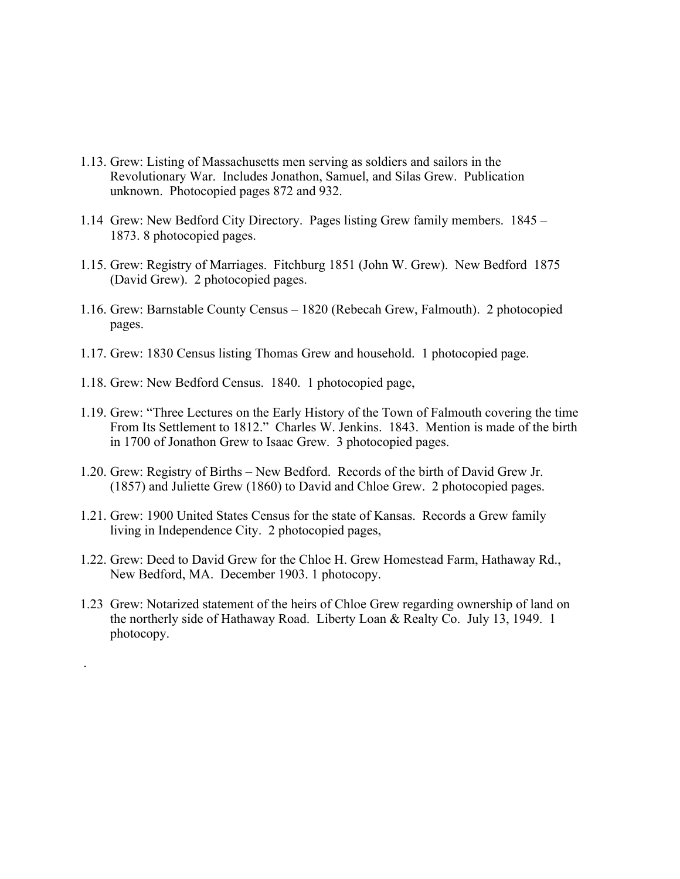1.13. Grew: Listing of Massachusetts men serving as soldiers and sailors in the Revolutionary War. Includes Jonathon, Samuel, and Silas Grew. Publication unknown. Photocopied pages 872 and 932.

1.14 Grew: New Bedford City Directory. Pages listing Grew family members. 1845 – 1873. 8 photocopied pages.

1.15. Grew: Registry of Marriages. Fitchburg 1851 (John W. Grew). New Bedford 1875 (David Grew). 2 photocopied pages.

1.16. Grew: Barnstable County Census – 1820 (Rebecah Grew, Falmouth). 2 photocopied pages.

1.17. Grew: 1830 Census listing Thomas Grew and household. 1 photocopied page.

1.18. Grew: New Bedford Census. 1840. 1 photocopied page,

1.19. Grew: "Three Lectures on the Early History of the Town of Falmouth covering the time From Its Settlement to 1812." Charles W. Jenkins. 1843. Mention is made of the birth in 1700 of Jonathon Grew to Isaac Grew. 3 photocopied pages.

1.20. Grew: Registry of Births – New Bedford. Records of the birth of David Grew Jr. (1857) and Juliette Grew (1860) to David and Chloe Grew. 2 photocopied pages.

1.21. Grew: 1900 United States Census for the state of Kansas. Records a Grew family living in Independence City. 2 photocopied pages,

1.22. Grew: Deed to David Grew for the Chloe H. Grew Homestead Farm, Hathaway Rd., New Bedford, MA. December 1903. 1 photocopy.

1.23 Grew: Notarized statement of the heirs of Chloe Grew regarding ownership of land on the northerly side of Hathaway Road. Liberty Loan & Realty Co. July 13, 1949. 1 photocopy.

.